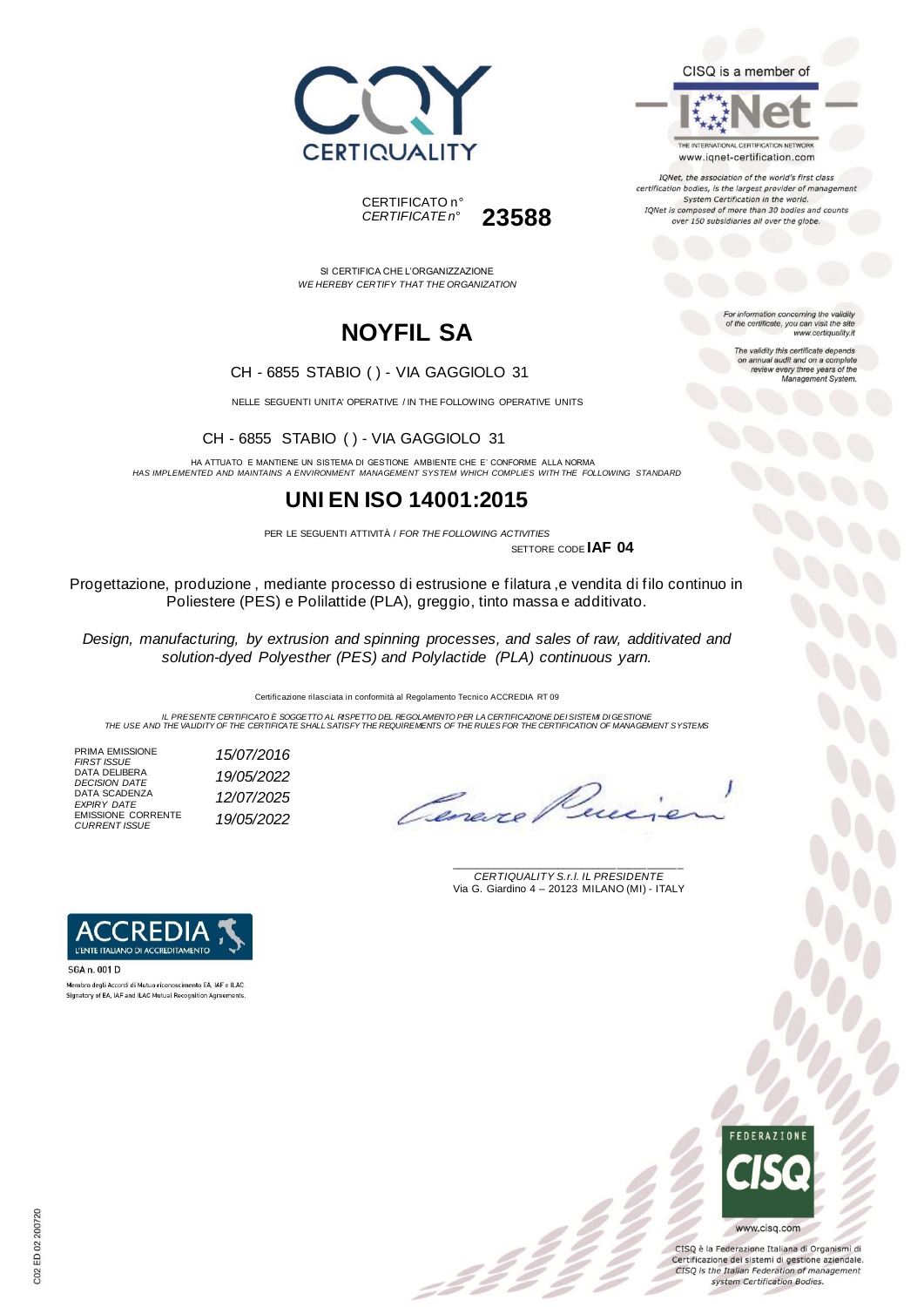CERTIQUALITY

CERTIFICATO n°
*CERTIFICATE n°* **23588**

CISQ is a member of IQNet

THE INTERNATIONAL CERTIFICATION NETWORK
www.iqnet-certification.com

*IQNet, the association of the world's first class certification bodies, is the largest provider of management System Certification in the world. IQNet is composed of more than 30 bodies and counts over 150 subsidiaries all over the globe.*

*For information concerning the validity of the certificate, you can visit the site www.certiquality.it*

*The validity this certificate depends on annual audit and on a complete review every three years of the Management System.*

SI CERTIFICA CHE L'ORGANIZZAZIONE
*WE HEREBY CERTIFY THAT THE ORGANIZATION*

# NOYFIL SA

CH - 6855 STABIO ( ) - VIA GAGGIOLO 31

NELLE SEGUENTI UNITA' OPERATIVE / IN THE FOLLOWING OPERATIVE UNITS

CH - 6855 STABIO ( ) - VIA GAGGIOLO 31

HA ATTUATO E MANTIENE UN SISTEMA DI GESTIONE AMBIENTE CHE E' CONFORME ALLA NORMA
*HAS IMPLEMENTED AND MAINTAINS A ENVIRONMENT MANAGEMENT SYSTEM WHICH COMPLIES WITH THE FOLLOWING STANDARD*

# UNI EN ISO 14001:2015

PER LE SEGUENTI ATTIVITÀ / *FOR THE FOLLOWING ACTIVITIES*

SETTORE CODE **IAF 04**

Progettazione, produzione , mediante processo di estrusione e filatura ,e vendita di filo continuo in Poliestere (PES) e Polilattide (PLA), greggio, tinto massa e additivato.

*Design, manufacturing, by extrusion and spinning processes, and sales of raw, additivated and solution-dyed Polyesther (PES) and Polylactide (PLA) continuous yarn.*

Certificazione rilasciata in conformità al Regolamento Tecnico ACCREDIA RT 09

*IL PRESENTE CERTIFICATO È SOGGETTO AL RISPETTO DEL REGOLAMENTO PER LA CERTIFICAZIONE DEI SISTEMI DI GESTIONE*
*THE USE AND THE VALIDITY OF THE CERTIFICATE SHALL SATISFY THE REQUIREMENTS OF THE RULES FOR THE CERTIFICATION OF MANAGEMENT SYSTEMS*

| | |
|---|---|
| PRIMA EMISSIONE *FIRST ISSUE* | *15/07/2016* |
| DATA DELIBERA *DECISION DATE* | *19/05/2022* |
| DATA SCADENZA *EXPIRY DATE* | *12/07/2025* |
| EMISSIONE CORRENTE *CURRENT ISSUE* | *19/05/2022* |

*CERTIQUALITY S.r.l. IL PRESIDENTE*
Via G. Giardino 4 – 20123 MILANO (MI) - ITALY

ACCREDIA
L'ENTE ITALIANO DI ACCREDITAMENTO
SGA n. 001 D
Membro degli Accordi di Mutuo riconoscimento EA, IAF e ILAC
Signatory of EA, IAF and ILAC Mutual Recognition Agreements

FEDERAZIONE CISQ
www.cisq.com

CISQ è la Federazione Italiana di Organismi di Certificazione dei sistemi di gestione aziendale.
*CISQ is the Italian Federation of management system Certification Bodies.*

C02 ED 02 200720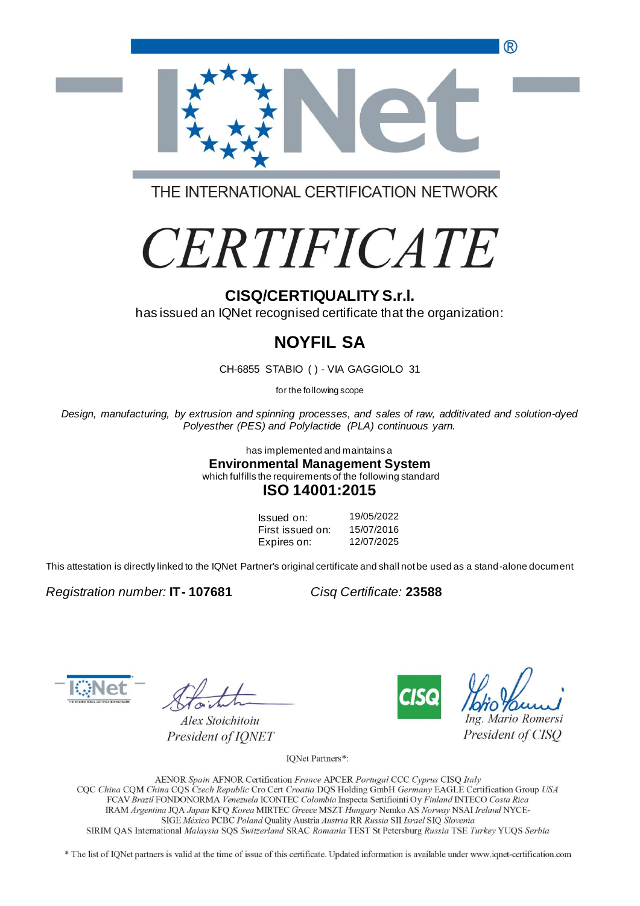THE INTERNATIONAL CERTIFICATION NETWORK

# *CERTIFICATE*

## CISQ/CERTIQUALITY S.r.l.

has issued an IQNet recognised certificate that the organization:

## NOYFIL SA

CH-6855 STABIO ( ) - VIA GAGGIOLO 31

for the following scope

*Design, manufacturing, by extrusion and spinning processes, and sales of raw, additivated and solution-dyed Polyesther (PES) and Polylactide (PLA) continuous yarn.*

has implemented and maintains a

**Environmental Management System**

which fulfills the requirements of the following standard

**ISO 14001:2015**

| | |
|---|---|
| Issued on: | 19/05/2022 |
| First issued on: | 15/07/2016 |
| Expires on: | 12/07/2025 |

This attestation is directly linked to the IQNet Partner's original certificate and shall not be used as a stand-alone document

*Registration number:* **IT - 107681**　　*Cisq Certificate:* **23588**

*Alex Stoichitoiu*
*President of IQNET*

*Ing. Mario Romersi*
*President of CISQ*

IQNet Partners*:

AENOR *Spain* AFNOR Certification *France* APCER *Portugal* CCC *Cyprus* CISQ *Italy*
CQC *China* CQM *China* CQS *Czech Republic* Cro Cert *Croatia* DQS Holding GmbH *Germany* EAGLE Certification Group *USA*
FCAV *Brazil* FONDONORMA *Venezuela* ICONTEC *Colombia* Inspecta Sertifiointi Oy *Finland* INTECO *Costa Rica*
IRAM *Argentina* JQA *Japan* KFQ *Korea* MIRTEC *Greece* MSZT *Hungary* Nemko AS *Norway* NSAI *Ireland* NYCE-SIGE *México* PCBC *Poland* Quality Austria *Austria* RR *Russia* SII *Israel* SIQ *Slovenia*
SIRIM QAS International *Malaysia* SQS *Switzerland* SRAC *Romania* TEST St Petersburg *Russia* TSE *Turkey* YUQS *Serbia*

\* The list of IQNet partners is valid at the time of issue of this certificate. Updated information is available under www.iqnet-certification.com